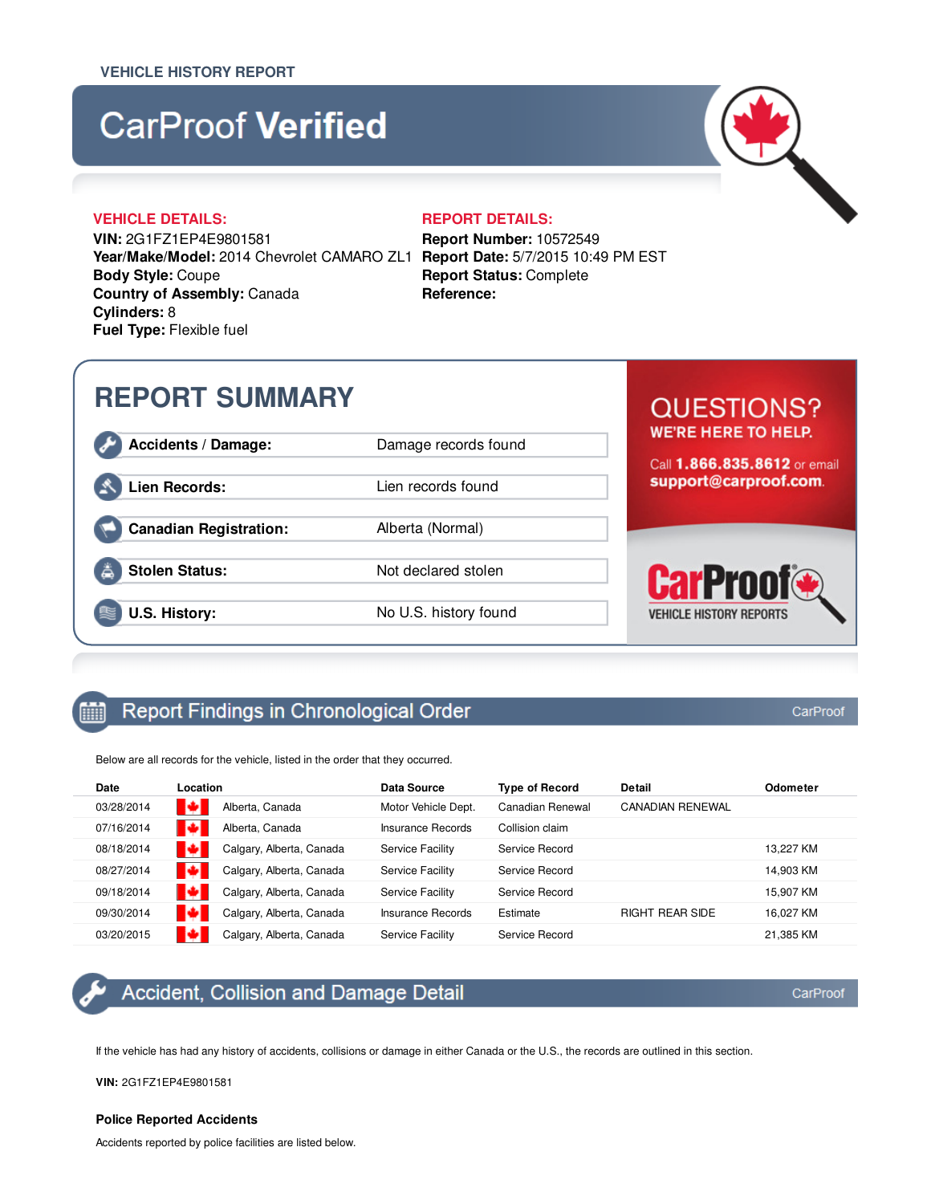VEHICLE HISTORY REPORT

# CarProof **Verified**

**VEHICLE DETAILS:**

**VIN:** 2G1FZ1EP4E9801581
**Year/Make/Model:** 2014 Chevrolet CAMARO ZL1
**Body Style:** Coupe
**Country of Assembly:** Canada
**Cylinders:** 8
**Fuel Type:** Flexible fuel

**REPORT DETAILS:**

**Report Number:** 10572549
**Report Date:** 5/7/2015 10:49 PM EST
**Report Status:** Complete
**Reference:**

## REPORT SUMMARY

| | |
|---|---|
| **Accidents / Damage:** | Damage records found |
| **Lien Records:** | Lien records found |
| **Canadian Registration:** | Alberta (Normal) |
| **Stolen Status:** | Not declared stolen |
| **U.S. History:** | No U.S. history found |

**QUESTIONS?**
**WE'RE HERE TO HELP.**
Call **1.866.835.8612** or email **support@carproof.com**.

CarProof VEHICLE HISTORY REPORTS

## Report Findings in Chronological Order

Below are all records for the vehicle, listed in the order that they occurred.

| Date | Location | Data Source | Type of Record | Detail | Odometer |
|---|---|---|---|---|---|
| 03/28/2014 | Alberta, Canada | Motor Vehicle Dept. | Canadian Renewal | CANADIAN RENEWAL | |
| 07/16/2014 | Alberta, Canada | Insurance Records | Collision claim | | |
| 08/18/2014 | Calgary, Alberta, Canada | Service Facility | Service Record | | 13,227 KM |
| 08/27/2014 | Calgary, Alberta, Canada | Service Facility | Service Record | | 14,903 KM |
| 09/18/2014 | Calgary, Alberta, Canada | Service Facility | Service Record | | 15,907 KM |
| 09/30/2014 | Calgary, Alberta, Canada | Insurance Records | Estimate | RIGHT REAR SIDE | 16,027 KM |
| 03/20/2015 | Calgary, Alberta, Canada | Service Facility | Service Record | | 21,385 KM |

## Accident, Collision and Damage Detail

If the vehicle has had any history of accidents, collisions or damage in either Canada or the U.S., the records are outlined in this section.

**VIN:** 2G1FZ1EP4E9801581

### Police Reported Accidents

Accidents reported by police facilities are listed below.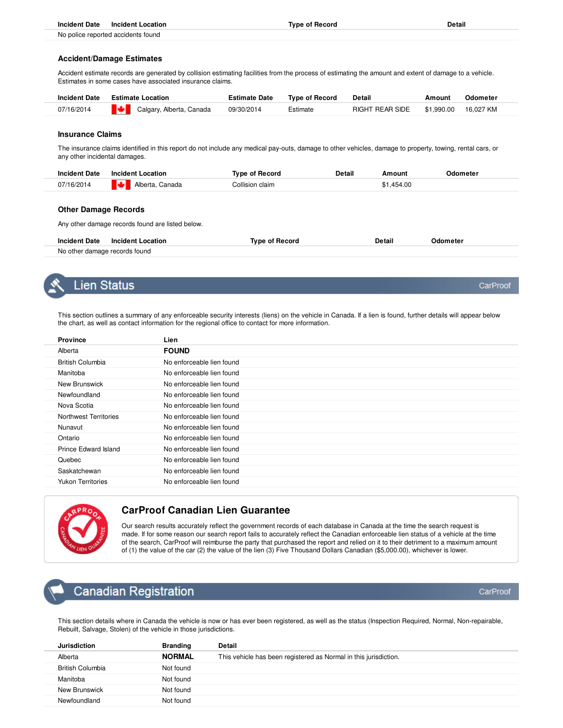| Incident Date | Incident Location | Type of Record | Detail |
|---|---|---|---|
| No police reported accidents found | | | |

### Accident/Damage Estimates

Accident estimate records are generated by collision estimating facilities from the process of estimating the amount and extent of damage to a vehicle. Estimates in some cases have associated insurance claims.

| Incident Date | Estimate Location | Estimate Date | Type of Record | Detail | Amount | Odometer |
|---|---|---|---|---|---|---|
| 07/16/2014 | Calgary, Alberta, Canada | 09/30/2014 | Estimate | RIGHT REAR SIDE | $1,990.00 | 16,027 KM |

### Insurance Claims

The insurance claims identified in this report do not include any medical pay-outs, damage to other vehicles, damage to property, towing, rental cars, or any other incidental damages.

| Incident Date | Incident Location | Type of Record | Detail | Amount | Odometer |
|---|---|---|---|---|---|
| 07/16/2014 | Alberta, Canada | Collision claim | | $1,454.00 | |

### Other Damage Records

Any other damage records found are listed below.

| Incident Date | Incident Location | Type of Record | Detail | Odometer |
|---|---|---|---|---|
| No other damage records found | | | | |

## Lien Status

CarProof

This section outlines a summary of any enforceable security interests (liens) on the vehicle in Canada. If a lien is found, further details will appear below the chart, as well as contact information for the regional office to contact for more information.

| Province | Lien |
|---|---|
| Alberta | **FOUND** |
| British Columbia | No enforceable lien found |
| Manitoba | No enforceable lien found |
| New Brunswick | No enforceable lien found |
| Newfoundland | No enforceable lien found |
| Nova Scotia | No enforceable lien found |
| Northwest Territories | No enforceable lien found |
| Nunavut | No enforceable lien found |
| Ontario | No enforceable lien found |
| Prince Edward Island | No enforceable lien found |
| Quebec | No enforceable lien found |
| Saskatchewan | No enforceable lien found |
| Yukon Territories | No enforceable lien found |

### CarProof Canadian Lien Guarantee

Our search results accurately reflect the government records of each database in Canada at the time the search request is made. If for some reason our search report fails to accurately reflect the Canadian enforceable lien status of a vehicle at the time of the search, CarProof will reimburse the party that purchased the report and relied on it to their detriment to a maximum amount of (1) the value of the car (2) the value of the lien (3) Five Thousand Dollars Canadian ($5,000.00), whichever is lower.

## Canadian Registration

CarProof

This section details where in Canada the vehicle is now or has ever been registered, as well as the status (Inspection Required, Normal, Non-repairable, Rebuilt, Salvage, Stolen) of the vehicle in those jurisdictions.

| Jurisdiction | Branding | Detail |
|---|---|---|
| Alberta | **NORMAL** | This vehicle has been registered as Normal in this jurisdiction. |
| British Columbia | Not found | |
| Manitoba | Not found | |
| New Brunswick | Not found | |
| Newfoundland | Not found | |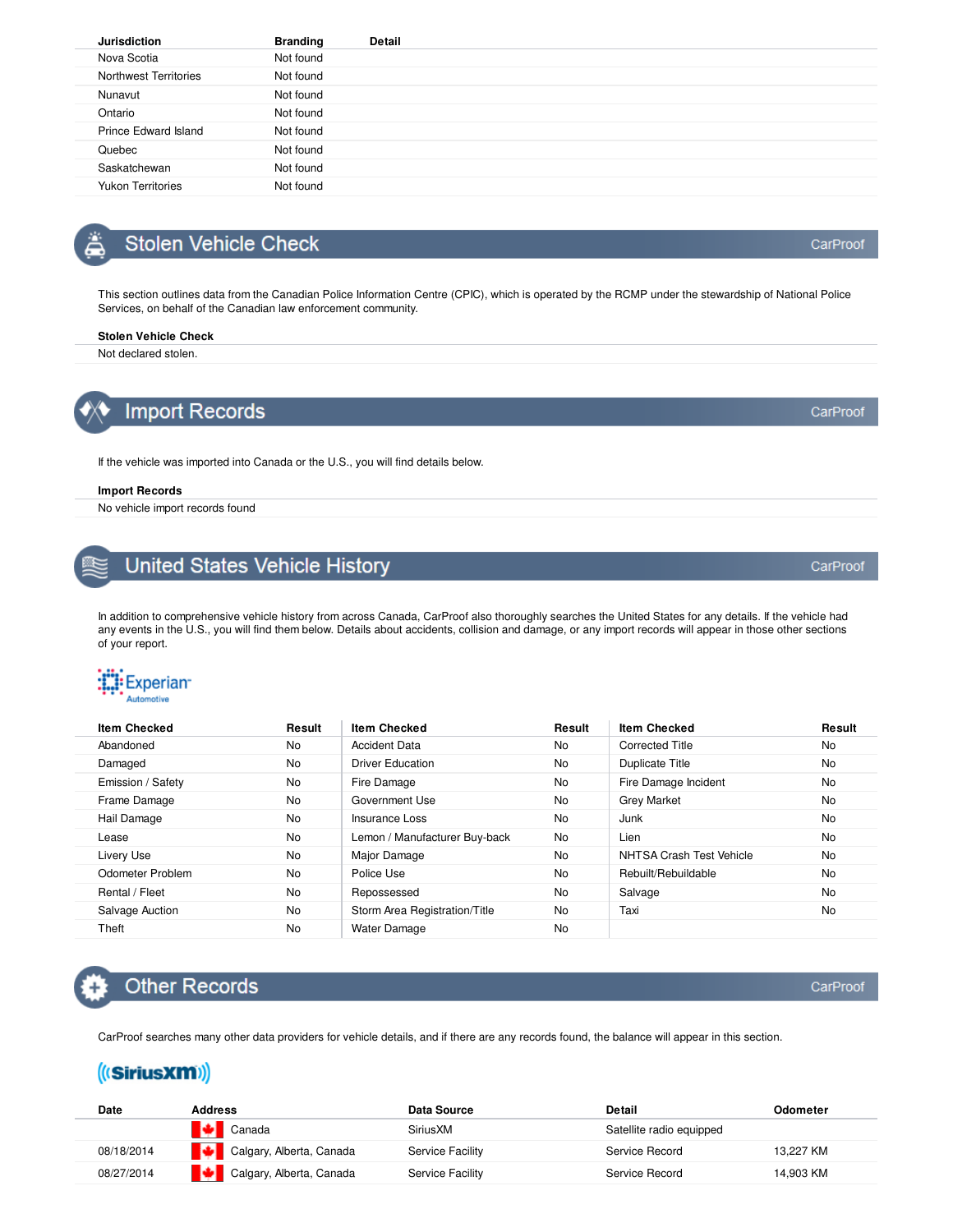| Jurisdiction | Branding | Detail |
|---|---|---|
| Nova Scotia | Not found | |
| Northwest Territories | Not found | |
| Nunavut | Not found | |
| Ontario | Not found | |
| Prince Edward Island | Not found | |
| Quebec | Not found | |
| Saskatchewan | Not found | |
| Yukon Territories | Not found | |

## Stolen Vehicle Check

CarProof

This section outlines data from the Canadian Police Information Centre (CPIC), which is operated by the RCMP under the stewardship of National Police Services, on behalf of the Canadian law enforcement community.

**Stolen Vehicle Check**

Not declared stolen.

## Import Records

CarProof

If the vehicle was imported into Canada or the U.S., you will find details below.

**Import Records**

No vehicle import records found

## United States Vehicle History

CarProof

In addition to comprehensive vehicle history from across Canada, CarProof also thoroughly searches the United States for any details. If the vehicle had any events in the U.S., you will find them below. Details about accidents, collision and damage, or any import records will appear in those other sections of your report.

Experian Automotive

| Item Checked | Result | Item Checked | Result | Item Checked | Result |
|---|---|---|---|---|---|
| Abandoned | No | Accident Data | No | Corrected Title | No |
| Damaged | No | Driver Education | No | Duplicate Title | No |
| Emission / Safety | No | Fire Damage | No | Fire Damage Incident | No |
| Frame Damage | No | Government Use | No | Grey Market | No |
| Hail Damage | No | Insurance Loss | No | Junk | No |
| Lease | No | Lemon / Manufacturer Buy-back | No | Lien | No |
| Livery Use | No | Major Damage | No | NHTSA Crash Test Vehicle | No |
| Odometer Problem | No | Police Use | No | Rebuilt/Rebuildable | No |
| Rental / Fleet | No | Repossessed | No | Salvage | No |
| Salvage Auction | No | Storm Area Registration/Title | No | Taxi | No |
| Theft | No | Water Damage | No | | |

## Other Records

CarProof

CarProof searches many other data providers for vehicle details, and if there are any records found, the balance will appear in this section.

SiriusXM

| Date | Address | Data Source | Detail | Odometer |
|---|---|---|---|---|
| | Canada | SiriusXM | Satellite radio equipped | |
| 08/18/2014 | Calgary, Alberta, Canada | Service Facility | Service Record | 13,227 KM |
| 08/27/2014 | Calgary, Alberta, Canada | Service Facility | Service Record | 14,903 KM |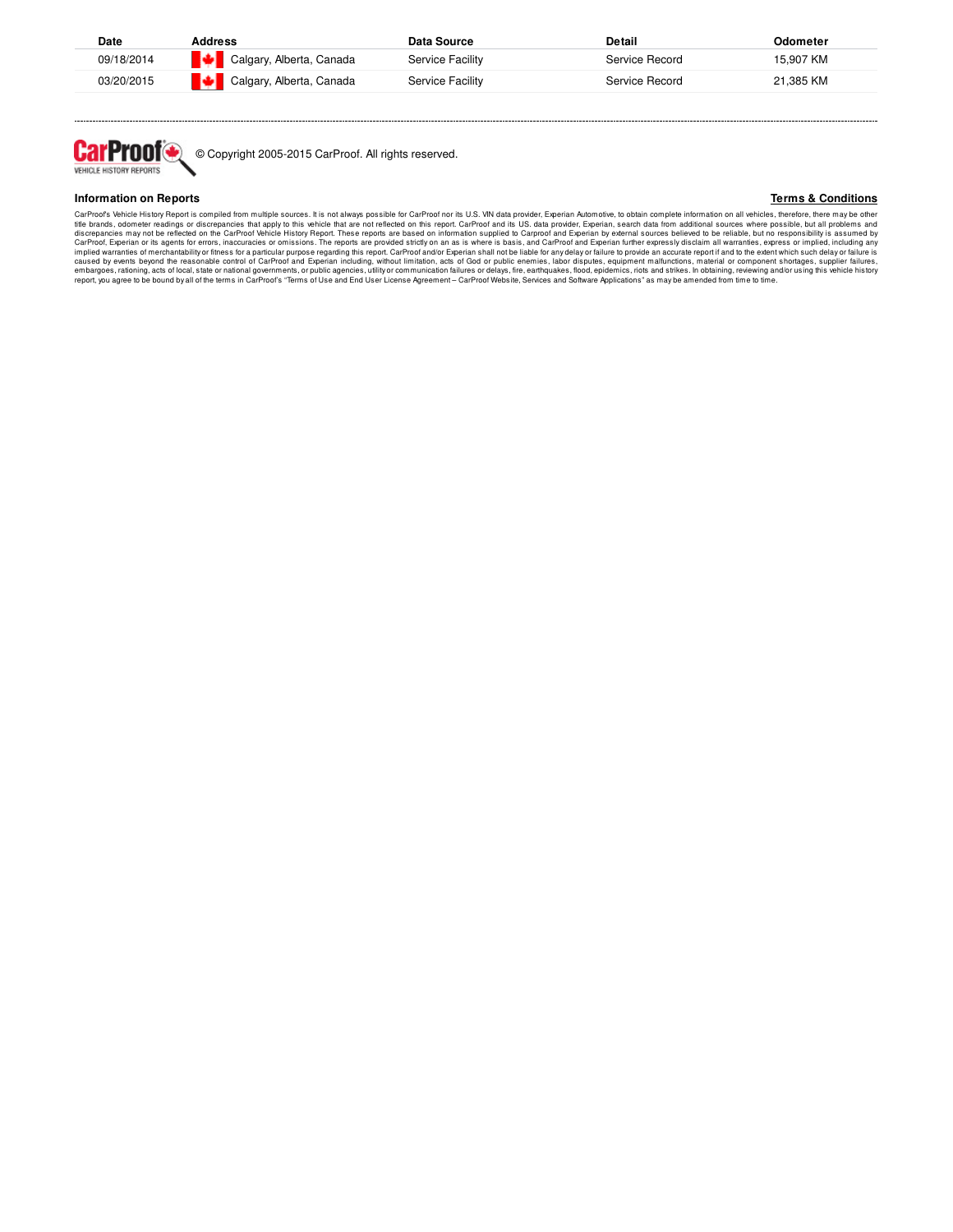| Date | Address | Data Source | Detail | Odometer |
| --- | --- | --- | --- | --- |
| 09/18/2014 | Calgary, Alberta, Canada | Service Facility | Service Record | 15,907 KM |
| 03/20/2015 | Calgary, Alberta, Canada | Service Facility | Service Record | 21,385 KM |

© Copyright 2005-2015 CarProof. All rights reserved.

**Information on Reports**

**Terms & Conditions**

CarProof's Vehicle History Report is compiled from multiple sources. It is not always possible for CarProof nor its U.S. VIN data provider, Experian Automotive, to obtain complete information on all vehicles, therefore, there may be other title brands, odometer readings or discrepancies that apply to this vehicle that are not reflected on this report. CarProof and its US. data provider, Experian, search data from additional sources where possible, but all problems and discrepancies may not be reflected on the CarProof Vehicle History Report. These reports are based on information supplied to Carproof and Experian by external sources believed to be reliable, but no responsibility is assumed by CarProof, Experian or its agents for errors, inaccuracies or omissions. The reports are provided strictly on an as is where is basis, and CarProof and Experian further expressly disclaim all warranties, express or implied, including any implied warranties of merchantability or fitness for a particular purpose regarding this report. CarProof and/or Experian shall not be liable for any delay or failure to provide an accurate report if and to the extent which such delay or failure is caused by events beyond the reasonable control of CarProof and Experian including, without limitation, acts of God or public enemies, labor disputes, equipment malfunctions, material or component shortages, supplier failures, embargoes, rationing, acts of local, state or national governments, or public agencies, utility or communication failures or delays, fire, earthquakes, flood, epidemics, riots and strikes. In obtaining, reviewing and/or using this vehicle history report, you agree to be bound by all of the terms in CarProof's "Terms of Use and End User License Agreement – CarProof Website, Services and Software Applications" as may be amended from time to time.